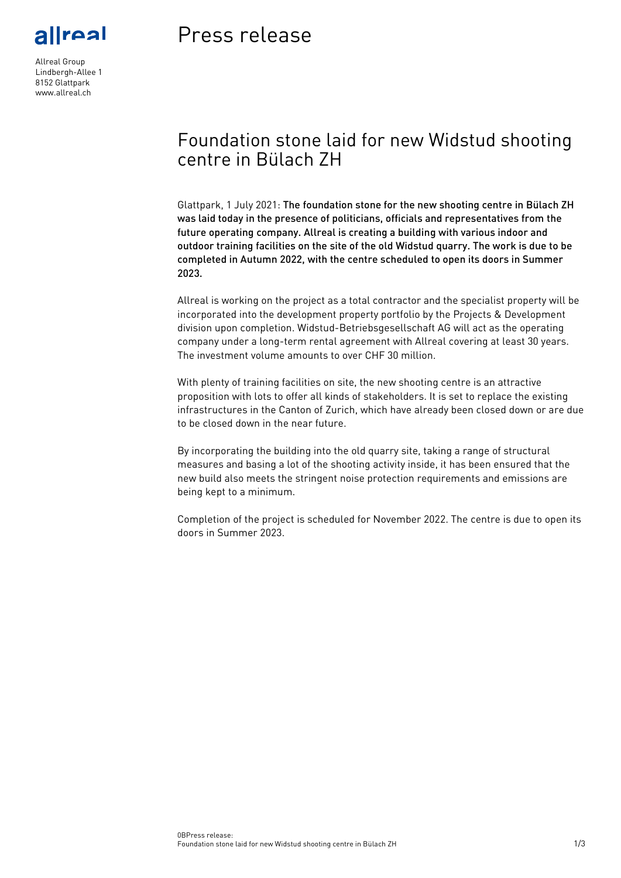allreal

Allreal Group
Lindbergh-Allee 1
8152 Glattpark
www.allreal.ch

# Press release

## Foundation stone laid for new Widstud shooting centre in Bülach ZH

Glattpark, 1 July 2021: **The foundation stone for the new shooting centre in Bülach ZH was laid today in the presence of politicians, officials and representatives from the future operating company. Allreal is creating a building with various indoor and outdoor training facilities on the site of the old Widstud quarry. The work is due to be completed in Autumn 2022, with the centre scheduled to open its doors in Summer 2023.**

Allreal is working on the project as a total contractor and the specialist property will be incorporated into the development property portfolio by the Projects & Development division upon completion. Widstud-Betriebsgesellschaft AG will act as the operating company under a long-term rental agreement with Allreal covering at least 30 years. The investment volume amounts to over CHF 30 million.

With plenty of training facilities on site, the new shooting centre is an attractive proposition with lots to offer all kinds of stakeholders. It is set to replace the existing infrastructures in the Canton of Zurich, which have already been closed down or are due to be closed down in the near future.

By incorporating the building into the old quarry site, taking a range of structural measures and basing a lot of the shooting activity inside, it has been ensured that the new build also meets the stringent noise protection requirements and emissions are being kept to a minimum.

Completion of the project is scheduled for November 2022. The centre is due to open its doors in Summer 2023.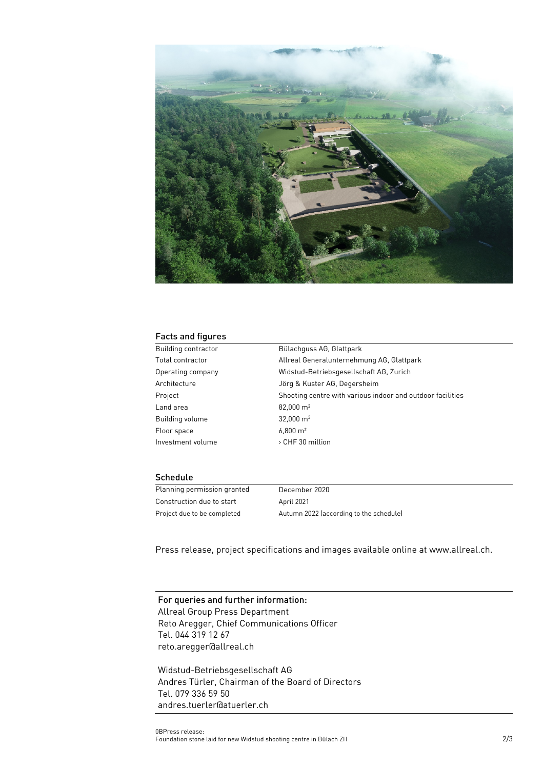## Facts and figures

| | |
|---|---|
| Building contractor | Bülachguss AG, Glattpark |
| Total contractor | Allreal Generalunternehmung AG, Glattpark |
| Operating company | Widstud-Betriebsgesellschaft AG, Zurich |
| Architecture | Jörg & Kuster AG, Degersheim |
| Project | Shooting centre with various indoor and outdoor facilities |
| Land area | 82,000 m² |
| Building volume | 32,000 m³ |
| Floor space | 6,800 m² |
| Investment volume | › CHF 30 million |

## Schedule

| | |
|---|---|
| Planning permission granted | December 2020 |
| Construction due to start | April 2021 |
| Project due to be completed | Autumn 2022 (according to the schedule) |

Press release, project specifications and images available online at www.allreal.ch.

---

**For queries and further information:**
Allreal Group Press Department
Reto Aregger, Chief Communications Officer
Tel. 044 319 12 67
reto.aregger@allreal.ch

Widstud-Betriebsgesellschaft AG
Andres Türler, Chairman of the Board of Directors
Tel. 079 336 59 50
andres.tuerler@atuerler.ch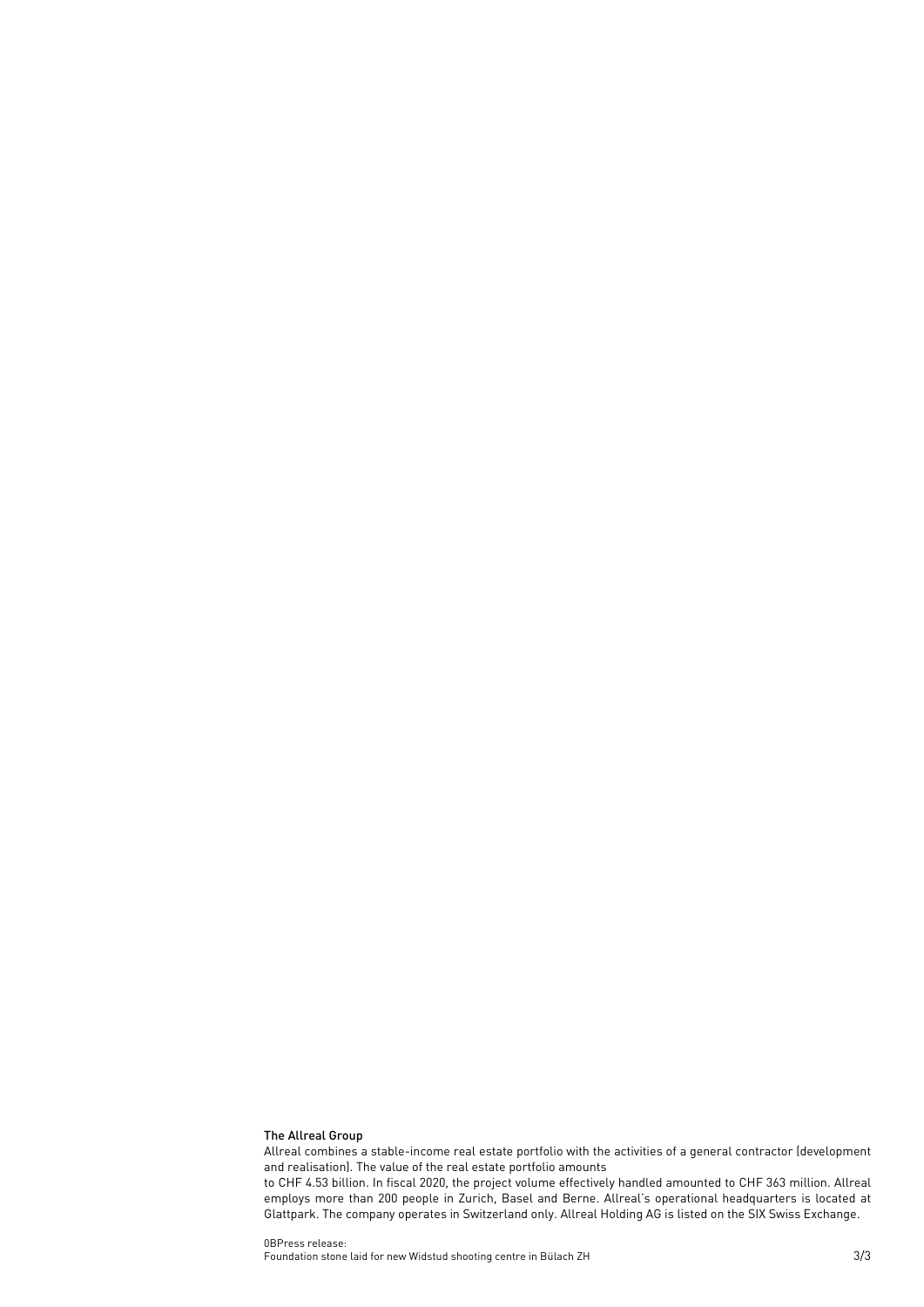### The Allreal Group

Allreal combines a stable-income real estate portfolio with the activities of a general contractor (development and realisation). The value of the real estate portfolio amounts

to CHF 4.53 billion. In fiscal 2020, the project volume effectively handled amounted to CHF 363 million. Allreal employs more than 200 people in Zurich, Basel and Berne. Allreal's operational headquarters is located at Glattpark. The company operates in Switzerland only. Allreal Holding AG is listed on the SIX Swiss Exchange.